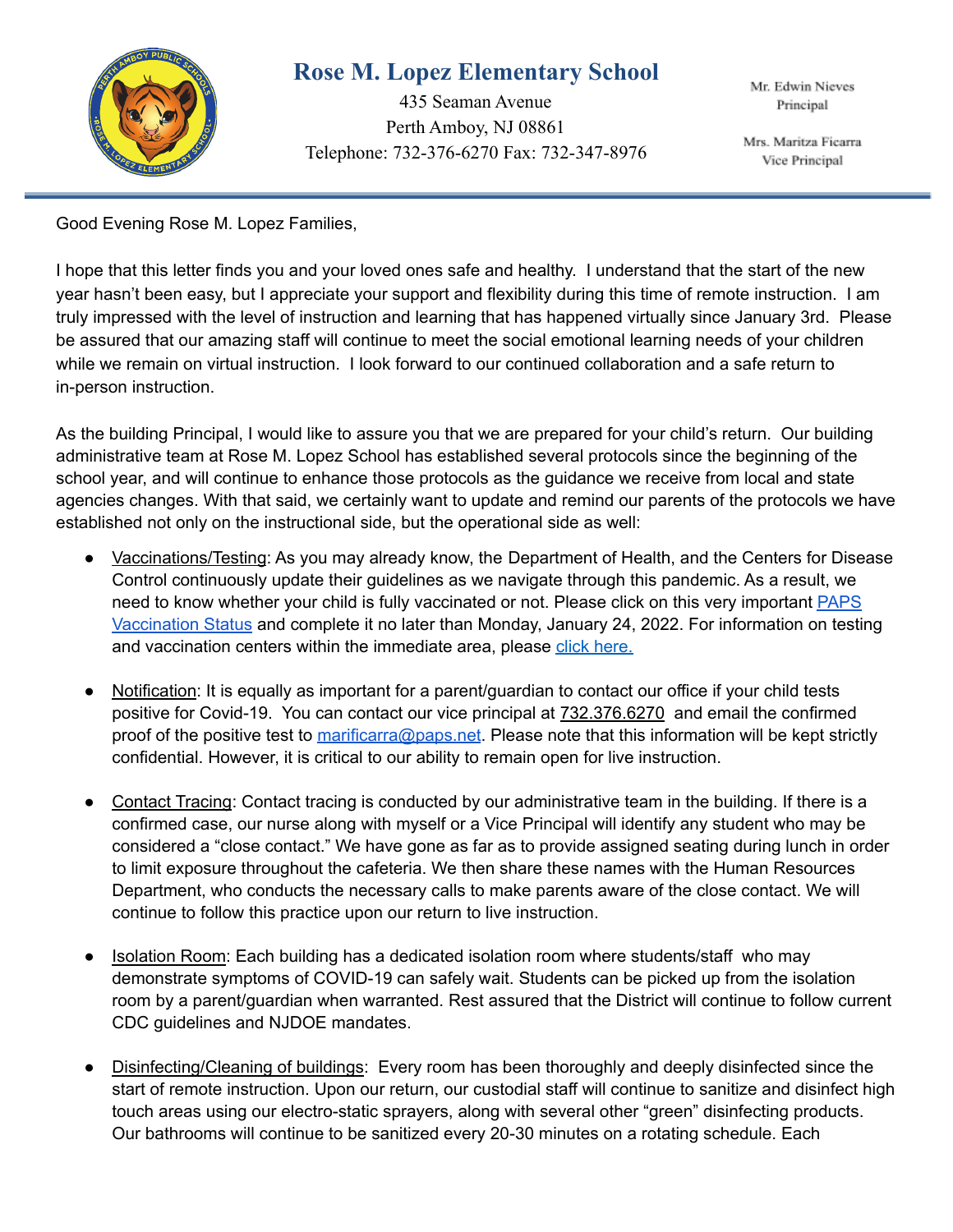# Rose M. Lopez Elementary School

435 Seaman Avenue
Perth Amboy, NJ 08861
Telephone: 732-376-6270 Fax: 732-347-8976

Mr. Edwin Nieves
Principal

Mrs. Maritza Ficarra
Vice Principal

---

Good Evening Rose M. Lopez Families,

I hope that this letter finds you and your loved ones safe and healthy. I understand that the start of the new year hasn't been easy, but I appreciate your support and flexibility during this time of remote instruction. I am truly impressed with the level of instruction and learning that has happened virtually since January 3rd. Please be assured that our amazing staff will continue to meet the social emotional learning needs of your children while we remain on virtual instruction. I look forward to our continued collaboration and a safe return to in-person instruction.

As the building Principal, I would like to assure you that we are prepared for your child's return. Our building administrative team at Rose M. Lopez School has established several protocols since the beginning of the school year, and will continue to enhance those protocols as the guidance we receive from local and state agencies changes. With that said, we certainly want to update and remind our parents of the protocols we have established not only on the instructional side, but the operational side as well:

- Vaccinations/Testing: As you may already know, the Department of Health, and the Centers for Disease Control continuously update their guidelines as we navigate through this pandemic. As a result, we need to know whether your child is fully vaccinated or not. Please click on this very important PAPS Vaccination Status and complete it no later than Monday, January 24, 2022. For information on testing and vaccination centers within the immediate area, please click here.

- Notification: It is equally as important for a parent/guardian to contact our office if your child tests positive for Covid-19. You can contact our vice principal at 732.376.6270 and email the confirmed proof of the positive test to marificarra@paps.net. Please note that this information will be kept strictly confidential. However, it is critical to our ability to remain open for live instruction.

- Contact Tracing: Contact tracing is conducted by our administrative team in the building. If there is a confirmed case, our nurse along with myself or a Vice Principal will identify any student who may be considered a "close contact." We have gone as far as to provide assigned seating during lunch in order to limit exposure throughout the cafeteria. We then share these names with the Human Resources Department, who conducts the necessary calls to make parents aware of the close contact. We will continue to follow this practice upon our return to live instruction.

- Isolation Room: Each building has a dedicated isolation room where students/staff who may demonstrate symptoms of COVID-19 can safely wait. Students can be picked up from the isolation room by a parent/guardian when warranted. Rest assured that the District will continue to follow current CDC guidelines and NJDOE mandates.

- Disinfecting/Cleaning of buildings: Every room has been thoroughly and deeply disinfected since the start of remote instruction. Upon our return, our custodial staff will continue to sanitize and disinfect high touch areas using our electro-static sprayers, along with several other "green" disinfecting products. Our bathrooms will continue to be sanitized every 20-30 minutes on a rotating schedule. Each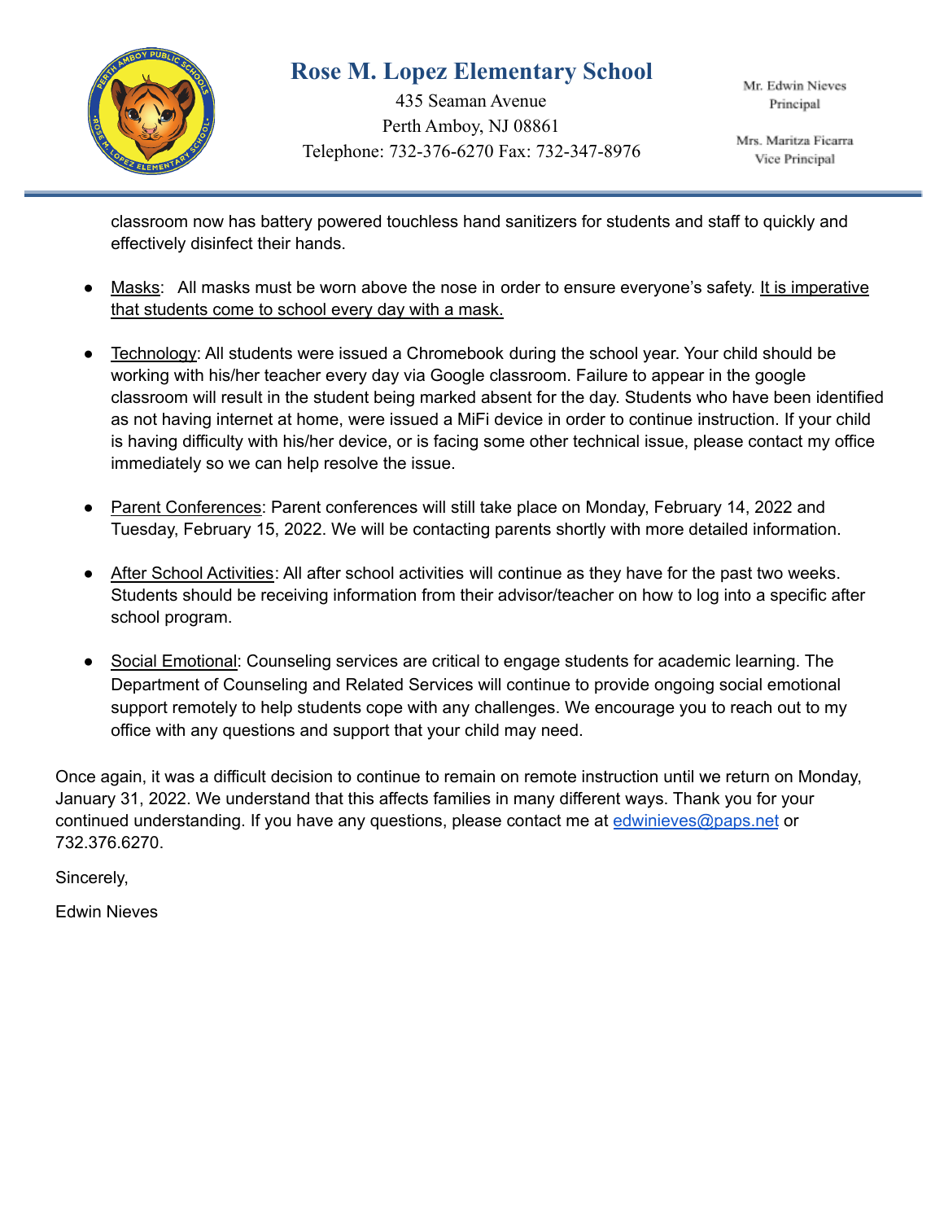classroom now has battery powered touchless hand sanitizers for students and staff to quickly and effectively disinfect their hands.

- Masks: All masks must be worn above the nose in order to ensure everyone's safety. It is imperative that students come to school every day with a mask.

- Technology: All students were issued a Chromebook during the school year. Your child should be working with his/her teacher every day via Google classroom. Failure to appear in the google classroom will result in the student being marked absent for the day. Students who have been identified as not having internet at home, were issued a MiFi device in order to continue instruction. If your child is having difficulty with his/her device, or is facing some other technical issue, please contact my office immediately so we can help resolve the issue.

- Parent Conferences: Parent conferences will still take place on Monday, February 14, 2022 and Tuesday, February 15, 2022. We will be contacting parents shortly with more detailed information.

- After School Activities: All after school activities will continue as they have for the past two weeks. Students should be receiving information from their advisor/teacher on how to log into a specific after school program.

- Social Emotional: Counseling services are critical to engage students for academic learning. The Department of Counseling and Related Services will continue to provide ongoing social emotional support remotely to help students cope with any challenges. We encourage you to reach out to my office with any questions and support that your child may need.

Once again, it was a difficult decision to continue to remain on remote instruction until we return on Monday, January 31, 2022. We understand that this affects families in many different ways. Thank you for your continued understanding. If you have any questions, please contact me at edwinieves@paps.net or 732.376.6270.

Sincerely,

Edwin Nieves